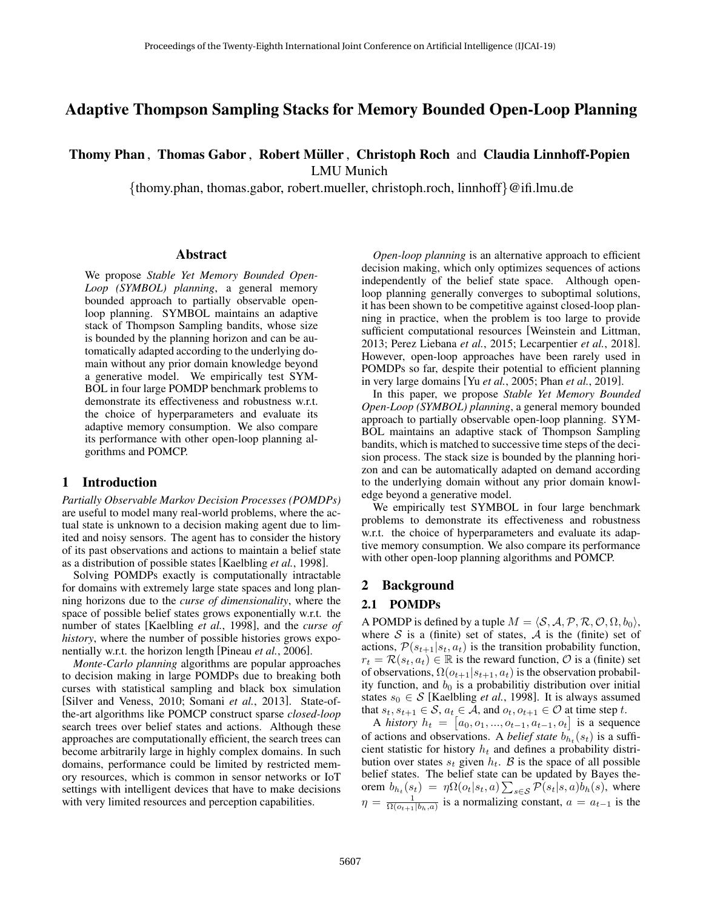# Adaptive Thompson Sampling Stacks for Memory Bounded Open-Loop Planning

**Thomy Phan**, **Thomas Gabor**, **Robert Müller**, **Christoph Roch** and **Claudia Linnhoff-Popien**
LMU Munich
{thomy.phan, thomas.gabor, robert.mueller, christoph.roch, linnhoff}@ifi.lmu.de

## Abstract

We propose *Stable Yet Memory Bounded Open-Loop (SYMBOL) planning*, a general memory bounded approach to partially observable open-loop planning. SYMBOL maintains an adaptive stack of Thompson Sampling bandits, whose size is bounded by the planning horizon and can be automatically adapted according to the underlying domain without any prior domain knowledge beyond a generative model. We empirically test SYMBOL in four large POMDP benchmark problems to demonstrate its effectiveness and robustness w.r.t. the choice of hyperparameters and evaluate its adaptive memory consumption. We also compare its performance with other open-loop planning algorithms and POMCP.

## 1 Introduction

*Partially Observable Markov Decision Processes (POMDPs)* are useful to model many real-world problems, where the actual state is unknown to a decision making agent due to limited and noisy sensors. The agent has to consider the history of its past observations and actions to maintain a belief state as a distribution of possible states [Kaelbling *et al.*, 1998].

Solving POMDPs exactly is computationally intractable for domains with extremely large state spaces and long planning horizons due to the *curse of dimensionality*, where the space of possible belief states grows exponentially w.r.t. the number of states [Kaelbling *et al.*, 1998], and the *curse of history*, where the number of possible histories grows exponentially w.r.t. the horizon length [Pineau *et al.*, 2006].

*Monte-Carlo planning* algorithms are popular approaches to decision making in large POMDPs due to breaking both curses with statistical sampling and black box simulation [Silver and Veness, 2010; Somani *et al.*, 2013]. State-of-the-art algorithms like POMCP construct sparse *closed-loop* search trees over belief states and actions. Although these approaches are computationally efficient, the search trees can become arbitrarily large in highly complex domains. In such domains, performance could be limited by restricted memory resources, which is common in sensor networks or IoT settings with intelligent devices that have to make decisions with very limited resources and perception capabilities.

*Open-loop planning* is an alternative approach to efficient decision making, which only optimizes sequences of actions independently of the belief state space. Although open-loop planning generally converges to suboptimal solutions, it has been shown to be competitive against closed-loop planning in practice, when the problem is too large to provide sufficient computational resources [Weinstein and Littman, 2013; Perez Liebana *et al.*, 2015; Lecarpentier *et al.*, 2018]. However, open-loop approaches have been rarely used in POMDPs so far, despite their potential to efficient planning in very large domains [Yu *et al.*, 2005; Phan *et al.*, 2019].

In this paper, we propose *Stable Yet Memory Bounded Open-Loop (SYMBOL) planning*, a general memory bounded approach to partially observable open-loop planning. SYMBOL maintains an adaptive stack of Thompson Sampling bandits, which is matched to successive time steps of the decision process. The stack size is bounded by the planning horizon and can be automatically adapted on demand according to the underlying domain without any prior domain knowledge beyond a generative model.

We empirically test SYMBOL in four large benchmark problems to demonstrate its effectiveness and robustness w.r.t. the choice of hyperparameters and evaluate its adaptive memory consumption. We also compare its performance with other open-loop planning algorithms and POMCP.

## 2 Background

### 2.1 POMDPs

A POMDP is defined by a tuple $M = \langle \mathcal{S}, \mathcal{A}, \mathcal{P}, \mathcal{R}, \mathcal{O}, \Omega, b_0 \rangle$, where $\mathcal{S}$ is a (finite) set of states, $\mathcal{A}$ is the (finite) set of actions, $\mathcal{P}(s_{t+1}|s_t, a_t)$ is the transition probability function, $r_t = \mathcal{R}(s_t, a_t) \in \mathbb{R}$ is the reward function, $\mathcal{O}$ is a (finite) set of observations, $\Omega(o_{t+1}|s_{t+1}, a_t)$ is the observation probability function, and $b_0$ is a probabilitiy distribution over initial states $s_0 \in \mathcal{S}$ [Kaelbling *et al.*, 1998]. It is always assumed that $s_t, s_{t+1} \in \mathcal{S}$, $a_t \in \mathcal{A}$, and $o_t, o_{t+1} \in \mathcal{O}$ at time step $t$.

A *history* $h_t = \left[a_0, o_1, ..., o_{t-1}, a_{t-1}, o_t\right]$ is a sequence of actions and observations. A *belief state* $b_{h_t}(s_t)$ is a sufficient statistic for history $h_t$ and defines a probability distribution over states $s_t$ given $h_t$. $\mathcal{B}$ is the space of all possible belief states. The belief state can be updated by Bayes theorem $b_{h_t}(s_t) = \eta \Omega(o_t|s_t, a) \sum_{s \in \mathcal{S}} \mathcal{P}(s_t|s, a) b_h(s)$, where $\eta = \frac{1}{\Omega(o_{t+1}|b_h, a)}$ is a normalizing constant, $a = a_{t-1}$ is the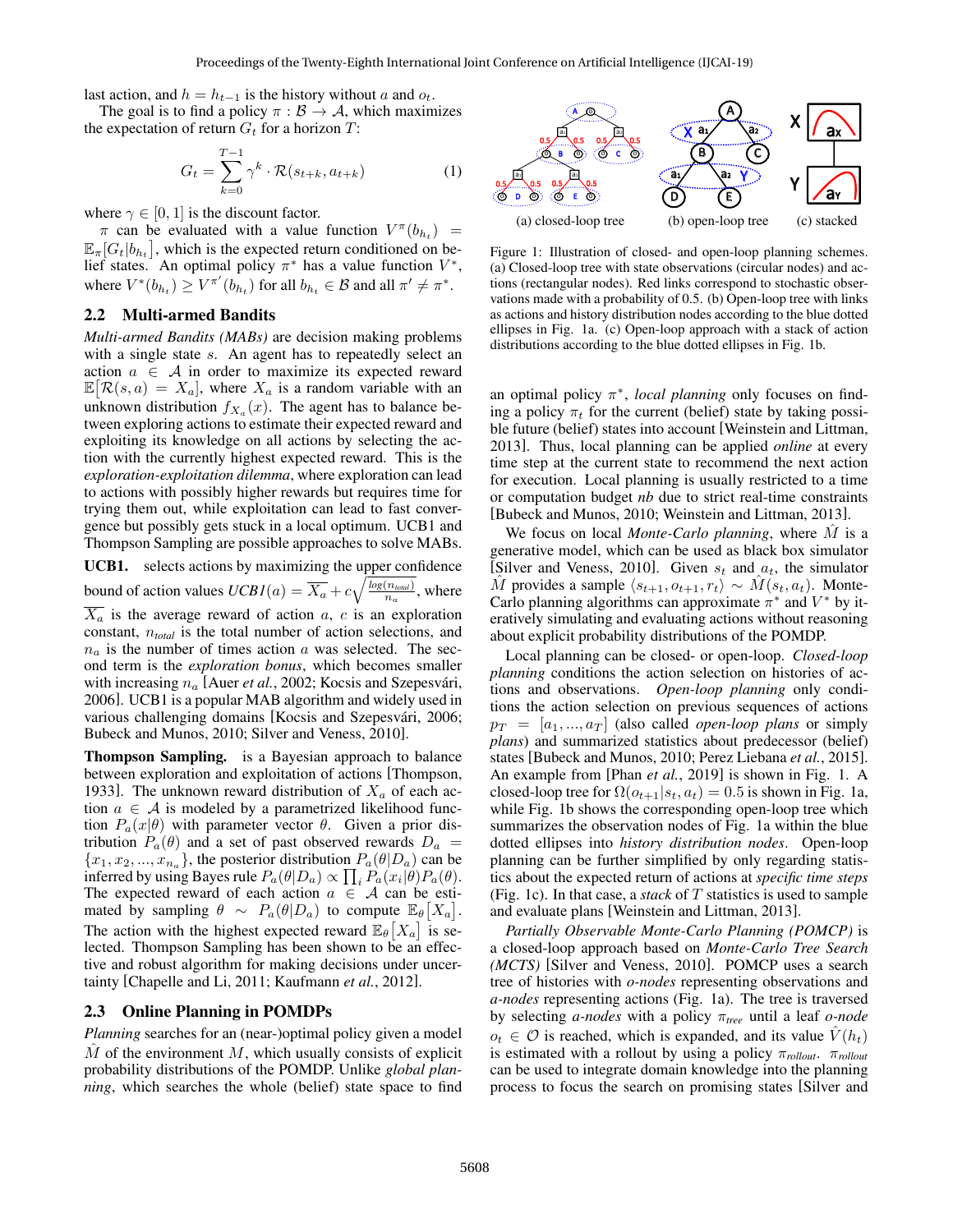last action, and $h = h_{t-1}$ is the history without $a$ and $o_t$.

The goal is to find a policy $\pi : \mathcal{B} \to \mathcal{A}$, which maximizes the expectation of return $G_t$ for a horizon $T$:

$$G_t = \sum_{k=0}^{T-1} \gamma^k \cdot \mathcal{R}(s_{t+k}, a_{t+k}) \tag{1}$$

where $\gamma \in [0, 1]$ is the discount factor.

$\pi$ can be evaluated with a value function $V^{\pi}(b_{h_t}) = \mathbb{E}_{\pi}[G_t | b_{h_t}]$, which is the expected return conditioned on belief states. An optimal policy $\pi^*$ has a value function $V^*$, where $V^*(b_{h_t}) \geq V^{\pi'}(b_{h_t})$ for all $b_{h_t} \in \mathcal{B}$ and all $\pi' \neq \pi^*$.

## 2.2 Multi-armed Bandits

*Multi-armed Bandits (MABs)* are decision making problems with a single state $s$. An agent has to repeatedly select an action $a \in \mathcal{A}$ in order to maximize its expected reward $\mathbb{E}\big[\mathcal{R}(s, a) = X_a\big]$, where $X_a$ is a random variable with an unknown distribution $f_{X_a}(x)$. The agent has to balance between exploring actions to estimate their expected reward and exploiting its knowledge on all actions by selecting the action with the currently highest expected reward. This is the *exploration-exploitation dilemma*, where exploration can lead to actions with possibly higher rewards but requires time for trying them out, while exploitation can lead to fast convergence but possibly gets stuck in a local optimum. UCB1 and Thompson Sampling are possible approaches to solve MABs.

**UCB1.** selects actions by maximizing the upper confidence bound of action values $UCB1(a) = \overline{X_a} + c\sqrt{\frac{log(n_{total})}{n_a}}$, where $\overline{X_a}$ is the average reward of action $a$, $c$ is an exploration constant, $n_{total}$ is the total number of action selections, and $n_a$ is the number of times action $a$ was selected. The second term is the *exploration bonus*, which becomes smaller with increasing $n_a$ [Auer *et al.*, 2002; Kocsis and Szepesvári, 2006]. UCB1 is a popular MAB algorithm and widely used in various challenging domains [Kocsis and Szepesvári, 2006; Bubeck and Munos, 2010; Silver and Veness, 2010].

**Thompson Sampling.** is a Bayesian approach to balance between exploration and exploitation of actions [Thompson, 1933]. The unknown reward distribution of $X_a$ of each action $a \in \mathcal{A}$ is modeled by a parametrized likelihood function $P_a(x|\theta)$ with parameter vector $\theta$. Given a prior distribution $P_a(\theta)$ and a set of past observed rewards $D_a = \{x_1, x_2, ..., x_{n_a}\}$, the posterior distribution $P_a(\theta|D_a)$ can be inferred by using Bayes rule $P_a(\theta|D_a) \propto \prod_i P_a(x_i|\theta)P_a(\theta)$. The expected reward of each action $a \in \mathcal{A}$ can be estimated by sampling $\theta \sim P_a(\theta|D_a)$ to compute $\mathbb{E}_{\theta}\big[X_a\big]$. The action with the highest expected reward $\mathbb{E}_{\theta}\big[X_a\big]$ is selected. Thompson Sampling has been shown to be an effective and robust algorithm for making decisions under uncertainty [Chapelle and Li, 2011; Kaufmann *et al.*, 2012].

## 2.3 Online Planning in POMDPs

*Planning* searches for an (near-)optimal policy given a model $\hat{M}$ of the environment $M$, which usually consists of explicit probability distributions of the POMDP. Unlike *global planning*, which searches the whole (belief) state space to find an optimal policy $\pi^*$, *local planning* only focuses on finding a policy $\pi_t$ for the current (belief) state by taking possible future (belief) states into account [Weinstein and Littman, 2013]. Thus, local planning can be applied *online* at every time step at the current state to recommend the next action for execution. Local planning is usually restricted to a time or computation budget *nb* due to strict real-time constraints [Bubeck and Munos, 2010; Weinstein and Littman, 2013].

(a) closed-loop tree (b) open-loop tree (c) stacked

Figure 1: Illustration of closed- and open-loop planning schemes. (a) Closed-loop tree with state observations (circular nodes) and actions (rectangular nodes). Red links correspond to stochastic observations made with a probability of 0.5. (b) Open-loop tree with links as actions and history distribution nodes according to the blue dotted ellipses in Fig. 1a. (c) Open-loop approach with a stack of action distributions according to the blue dotted ellipses in Fig. 1b.

We focus on local *Monte-Carlo planning*, where $\hat{M}$ is a generative model, which can be used as black box simulator [Silver and Veness, 2010]. Given $s_t$ and $a_t$, the simulator $\hat{M}$ provides a sample $\langle s_{t+1}, o_{t+1}, r_t \rangle \sim \hat{M}(s_t, a_t)$. Monte-Carlo planning algorithms can approximate $\pi^*$ and $V^*$ by iteratively simulating and evaluating actions without reasoning about explicit probability distributions of the POMDP.

Local planning can be closed- or open-loop. *Closed-loop planning* conditions the action selection on histories of actions and observations. *Open-loop planning* only conditions the action selection on previous sequences of actions $p_T = [a_1, ..., a_T]$ (also called *open-loop plans* or simply *plans*) and summarized statistics about predecessor (belief) states [Bubeck and Munos, 2010; Perez Liebana *et al.*, 2015]. An example from [Phan *et al.*, 2019] is shown in Fig. 1. A closed-loop tree for $\Omega(o_{t+1}|s_t, a_t) = 0.5$ is shown in Fig. 1a, while Fig. 1b shows the corresponding open-loop tree which summarizes the observation nodes of Fig. 1a within the blue dotted ellipses into *history distribution nodes*. Open-loop planning can be further simplified by only regarding statistics about the expected return of actions at *specific time steps* (Fig. 1c). In that case, a *stack* of $T$ statistics is used to sample and evaluate plans [Weinstein and Littman, 2013].

*Partially Observable Monte-Carlo Planning (POMCP)* is a closed-loop approach based on *Monte-Carlo Tree Search (MCTS)* [Silver and Veness, 2010]. POMCP uses a search tree of histories with *o-nodes* representing observations and *a-nodes* representing actions (Fig. 1a). The tree is traversed by selecting *a-nodes* with a policy $\pi_{tree}$ until a leaf *o-node* $o_t \in \mathcal{O}$ is reached, which is expanded, and its value $\hat{V}(h_t)$ is estimated with a rollout by using a policy $\pi_{rollout}$. $\pi_{rollout}$ can be used to integrate domain knowledge into the planning process to focus the search on promising states [Silver and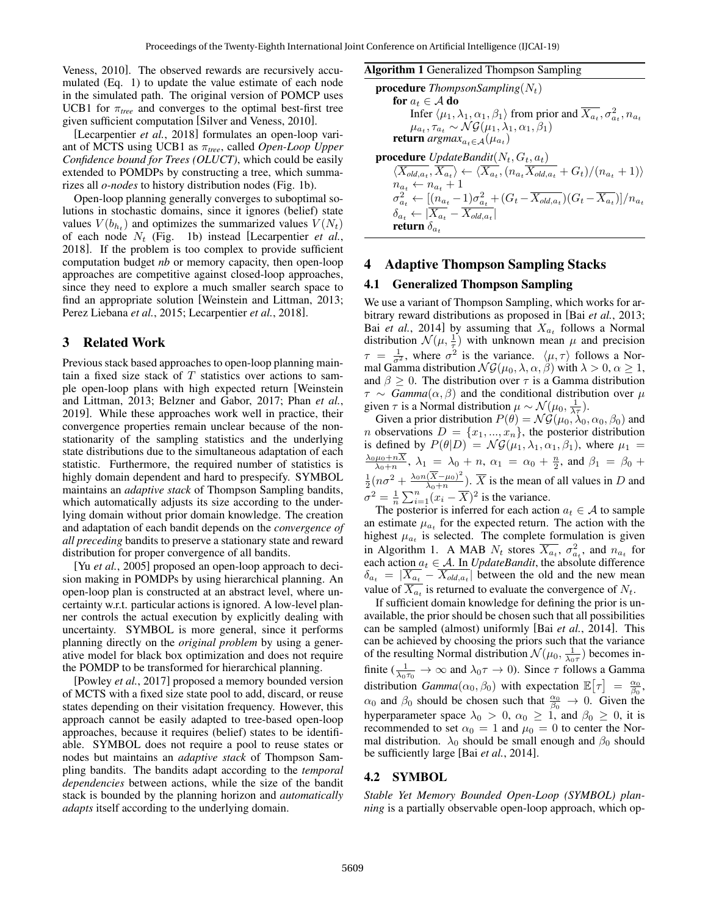Veness, 2010]. The observed rewards are recursively accumulated (Eq. 1) to update the value estimate of each node in the simulated path. The original version of POMCP uses UCB1 for $\pi_{tree}$ and converges to the optimal best-first tree given sufficient computation [Silver and Veness, 2010].

[Lecarpentier *et al.*, 2018] formulates an open-loop variant of MCTS using UCB1 as $\pi_{tree}$, called *Open-Loop Upper Confidence bound for Trees (OLUCT)*, which could be easily extended to POMDPs by constructing a tree, which summarizes all *o-nodes* to history distribution nodes (Fig. 1b).

Open-loop planning generally converges to suboptimal solutions in stochastic domains, since it ignores (belief) state values $V(b_{h_t})$ and optimizes the summarized values $V(N_t)$ of each node $N_t$ (Fig. 1b) instead [Lecarpentier *et al.*, 2018]. If the problem is too complex to provide sufficient computation budget *nb* or memory capacity, then open-loop approaches are competitive against closed-loop approaches, since they need to explore a much smaller search space to find an appropriate solution [Weinstein and Littman, 2013; Perez Liebana *et al.*, 2015; Lecarpentier *et al.*, 2018].

## 3 Related Work

Previous stack based approaches to open-loop planning maintain a fixed size stack of $T$ statistics over actions to sample open-loop plans with high expected return [Weinstein and Littman, 2013; Belzner and Gabor, 2017; Phan *et al.*, 2019]. While these approaches work well in practice, their convergence properties remain unclear because of the non-stationarity of the sampling statistics and the underlying state distributions due to the simultaneous adaptation of each statistic. Furthermore, the required number of statistics is highly domain dependent and hard to prespecify. SYMBOL maintains an *adaptive stack* of Thompson Sampling bandits, which automatically adjusts its size according to the underlying domain without prior domain knowledge. The creation and adaptation of each bandit depends on the *convergence of all preceding* bandits to preserve a stationary state and reward distribution for proper convergence of all bandits.

[Yu *et al.*, 2005] proposed an open-loop approach to decision making in POMDPs by using hierarchical planning. An open-loop plan is constructed at an abstract level, where uncertainty w.r.t. particular actions is ignored. A low-level planner controls the actual execution by explicitly dealing with uncertainty. SYMBOL is more general, since it performs planning directly on the *original problem* by using a generative model for black box optimization and does not require the POMDP to be transformed for hierarchical planning.

[Powley *et al.*, 2017] proposed a memory bounded version of MCTS with a fixed size state pool to add, discard, or reuse states depending on their visitation frequency. However, this approach cannot be easily adapted to tree-based open-loop approaches, because it requires (belief) states to be identifiable. SYMBOL does not require a pool to reuse states or nodes but maintains an *adaptive stack* of Thompson Sampling bandits. The bandits adapt according to the *temporal dependencies* between actions, while the size of the bandit stack is bounded by the planning horizon and *automatically adapts* itself according to the underlying domain.

**Algorithm 1** Generalized Thompson Sampling

**procedure** *ThompsonSampling*($N_t$)
  **for** $a_t \in \mathcal{A}$ **do**
    Infer $\langle \mu_1, \lambda_1, \alpha_1, \beta_1 \rangle$ from prior and $\overline{X_{a_t}}, \sigma^2_{a_t}, n_{a_t}$
    $\mu_{a_t}, \tau_{a_t} \sim \mathcal{NG}(\mu_1, \lambda_1, \alpha_1, \beta_1)$
  **return** $argmax_{a_t \in \mathcal{A}}(\mu_{a_t})$

**procedure** *UpdateBandit*($N_t, G_t, a_t$)
  $\langle \overline{X_{old,a_t}}, \overline{X_{a_t}} \rangle \leftarrow \langle \overline{X_{a_t}}, (n_{a_t}\overline{X_{old,a_t}} + G_t)/(n_{a_t}+1) \rangle$
  $n_{a_t} \leftarrow n_{a_t} + 1$
  $\sigma^2_{a_t} \leftarrow [(n_{a_t}-1)\sigma^2_{a_t} + (G_t - \overline{X_{old,a_t}})(G_t - \overline{X_{a_t}})]/n_{a_t}$
  $\delta_{a_t} \leftarrow |\overline{X_{a_t}} - \overline{X_{old,a_t}}|$
  **return** $\delta_{a_t}$

## 4 Adaptive Thompson Sampling Stacks

### 4.1 Generalized Thompson Sampling

We use a variant of Thompson Sampling, which works for arbitrary reward distributions as proposed in [Bai *et al.*, 2013; Bai *et al.*, 2014] by assuming that $X_{a_t}$ follows a Normal distribution $\mathcal{N}(\mu, \frac{1}{\tau})$ with unknown mean $\mu$ and precision $\tau = \frac{1}{\sigma^2}$, where $\sigma^2$ is the variance. $\langle \mu, \tau \rangle$ follows a Normal Gamma distribution $\mathcal{NG}(\mu_0, \lambda, \alpha, \beta)$ with $\lambda > 0$, $\alpha \geq 1$, and $\beta \geq 0$. The distribution over $\tau$ is a Gamma distribution $\tau \sim$ *Gamma*$(\alpha, \beta)$ and the conditional distribution over $\mu$ given $\tau$ is a Normal distribution $\mu \sim \mathcal{N}(\mu_0, \frac{1}{\lambda\tau})$.

Given a prior distribution $P(\theta) = \mathcal{NG}(\mu_0, \lambda_0, \alpha_0, \beta_0)$ and $n$ observations $D = \{x_1, ..., x_n\}$, the posterior distribution is defined by $P(\theta|D) = \mathcal{NG}(\mu_1, \lambda_1, \alpha_1, \beta_1)$, where $\mu_1 = \frac{\lambda_0\mu_0 + n\overline{X}}{\lambda_0 + n}$, $\lambda_1 = \lambda_0 + n$, $\alpha_1 = \alpha_0 + \frac{n}{2}$, and $\beta_1 = \beta_0 + \frac{1}{2}(n\sigma^2 + \frac{\lambda_0 n(\overline{X} - \mu_0)^2}{\lambda_0 + n})$. $\overline{X}$ is the mean of all values in $D$ and $\sigma^2 = \frac{1}{n}\sum_{i=1}^{n}(x_i - \overline{X})^2$ is the variance.

The posterior is inferred for each action $a_t \in \mathcal{A}$ to sample an estimate $\mu_{a_t}$ for the expected return. The action with the highest $\mu_{a_t}$ is selected. The complete formulation is given in Algorithm 1. A MAB $N_t$ stores $\overline{X_{a_t}}$, $\sigma^2_{a_t}$, and $n_{a_t}$ for each action $a_t \in \mathcal{A}$. In *UpdateBandit*, the absolute difference $\delta_{a_t} = |\overline{X_{a_t}} - \overline{X_{old,a_t}}|$ between the old and the new mean value of $\overline{X_{a_t}}$ is returned to evaluate the convergence of $N_t$.

If sufficient domain knowledge for defining the prior is unavailable, the prior should be chosen such that all possibilities can be sampled (almost) uniformly [Bai *et al.*, 2014]. This can be achieved by choosing the priors such that the variance of the resulting Normal distribution $\mathcal{N}(\mu_0, \frac{1}{\lambda_0\tau})$ becomes infinite ($\frac{1}{\lambda_0\tau_0} \rightarrow \infty$ and $\lambda_0\tau \rightarrow 0$). Since $\tau$ follows a Gamma distribution *Gamma*$(\alpha_0, \beta_0)$ with expectation $\mathbb{E}[\tau] = \frac{\alpha_0}{\beta_0}$, $\alpha_0$ and $\beta_0$ should be chosen such that $\frac{\alpha_0}{\beta_0} \rightarrow 0$. Given the hyperparameter space $\lambda_0 > 0$, $\alpha_0 \geq 1$, and $\beta_0 \geq 0$, it is recommended to set $\alpha_0 = 1$ and $\mu_0 = 0$ to center the Normal distribution. $\lambda_0$ should be small enough and $\beta_0$ should be sufficiently large [Bai *et al.*, 2014].

### 4.2 SYMBOL

*Stable Yet Memory Bounded Open-Loop (SYMBOL) planning* is a partially observable open-loop approach, which op-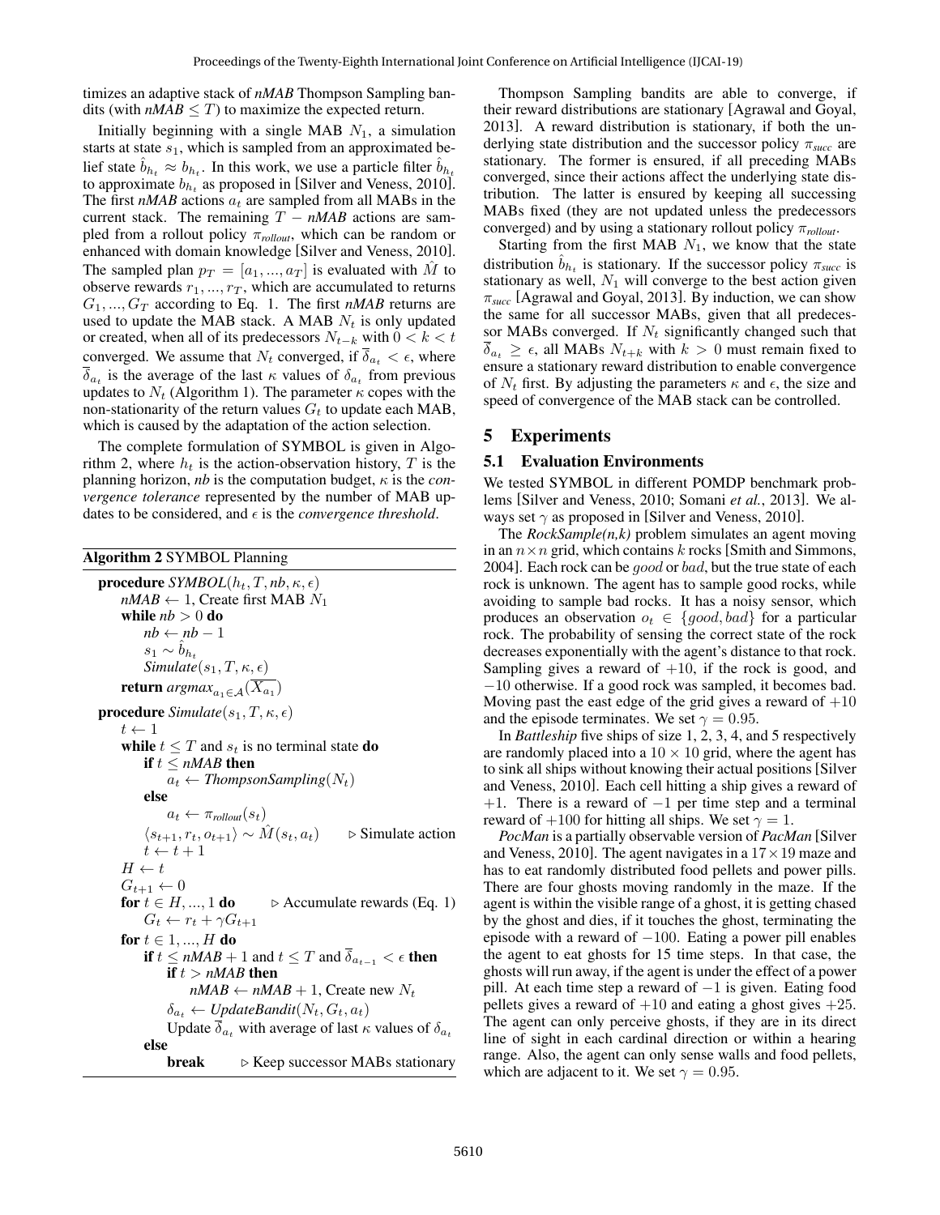timizes an adaptive stack of *nMAB* Thompson Sampling bandits (with $nMAB \leq T$) to maximize the expected return.

Initially beginning with a single MAB $N_1$, a simulation starts at state $s_1$, which is sampled from an approximated belief state $\hat{b}_{h_t} \approx b_{h_t}$. In this work, we use a particle filter $\hat{b}_{h_t}$ to approximate $b_{h_t}$ as proposed in [Silver and Veness, 2010]. The first *nMAB* actions $a_t$ are sampled from all MABs in the current stack. The remaining $T - nMAB$ actions are sampled from a rollout policy $\pi_{rollout}$, which can be random or enhanced with domain knowledge [Silver and Veness, 2010]. The sampled plan $p_T = [a_1, ..., a_T]$ is evaluated with $\hat{M}$ to observe rewards $r_1, ..., r_T$, which are accumulated to returns $G_1, ..., G_T$ according to Eq. 1. The first *nMAB* returns are used to update the MAB stack. A MAB $N_t$ is only updated or created, when all of its predecessors $N_{t-k}$ with $0 < k < t$ converged. We assume that $N_t$ converged, if $\overline{\delta}_{a_t} < \epsilon$, where $\overline{\delta}_{a_t}$ is the average of the last $\kappa$ values of $\delta_{a_t}$ from previous updates to $N_t$ (Algorithm 1). The parameter $\kappa$ copes with the non-stationarity of the return values $G_t$ to update each MAB, which is caused by the adaptation of the action selection.

The complete formulation of SYMBOL is given in Algorithm 2, where $h_t$ is the action-observation history, $T$ is the planning horizon, *nb* is the computation budget, $\kappa$ is the *convergence tolerance* represented by the number of MAB updates to be considered, and $\epsilon$ is the *convergence threshold*.

**Algorithm 2** SYMBOL Planning

```
procedure SYMBOL(h_t, T, nb, κ, ε)
    nMAB ← 1, Create first MAB N_1
    while nb > 0 do
        nb ← nb − 1
        s_1 ∼ b̂_{h_t}
        Simulate(s_1, T, κ, ε)
    return argmax_{a_1 ∈ A}(X̄_{a_1})

procedure Simulate(s_1, T, κ, ε)
    t ← 1
    while t ≤ T and s_t is no terminal state do
        if t ≤ nMAB then
            a_t ← ThompsonSampling(N_t)
        else
            a_t ← π_rollout(s_t)
        ⟨s_{t+1}, r_t, o_{t+1}⟩ ∼ M̂(s_t, a_t)        ▷ Simulate action
        t ← t + 1
    H ← t
    G_{t+1} ← 0
    for t ∈ H, ..., 1 do              ▷ Accumulate rewards (Eq. 1)
        G_t ← r_t + γG_{t+1}
    for t ∈ 1, ..., H do
        if t ≤ nMAB + 1 and t ≤ T and δ̄_{a_{t−1}} < ε then
            if t > nMAB then
                nMAB ← nMAB + 1, Create new N_t
            δ_{a_t} ← UpdateBandit(N_t, G_t, a_t)
            Update δ̄_{a_t} with average of last κ values of δ_{a_t}
        else
            break          ▷ Keep successor MABs stationary
```

Thompson Sampling bandits are able to converge, if their reward distributions are stationary [Agrawal and Goyal, 2013]. A reward distribution is stationary, if both the underlying state distribution and the successor policy $\pi_{succ}$ are stationary. The former is ensured, if all preceding MABs converged, since their actions affect the underlying state distribution. The latter is ensured by keeping all successing MABs fixed (they are not updated unless the predecessors converged) and by using a stationary rollout policy $\pi_{rollout}$.

Starting from the first MAB $N_1$, we know that the state distribution $\hat{b}_{h_t}$ is stationary. If the successor policy $\pi_{succ}$ is stationary as well, $N_1$ will converge to the best action given $\pi_{succ}$ [Agrawal and Goyal, 2013]. By induction, we can show the same for all successor MABs, given that all predecessor MABs converged. If $N_t$ significantly changed such that $\overline{\delta}_{a_t} \geq \epsilon$, all MABs $N_{t+k}$ with $k > 0$ must remain fixed to ensure a stationary reward distribution to enable convergence of $N_t$ first. By adjusting the parameters $\kappa$ and $\epsilon$, the size and speed of convergence of the MAB stack can be controlled.

## 5 Experiments

### 5.1 Evaluation Environments

We tested SYMBOL in different POMDP benchmark problems [Silver and Veness, 2010; Somani *et al.*, 2013]. We always set $\gamma$ as proposed in [Silver and Veness, 2010].

The *RockSample(n,k)* problem simulates an agent moving in an $n \times n$ grid, which contains $k$ rocks [Smith and Simmons, 2004]. Each rock can be $good$ or $bad$, but the true state of each rock is unknown. The agent has to sample good rocks, while avoiding to sample bad rocks. It has a noisy sensor, which produces an observation $o_t \in \{good, bad\}$ for a particular rock. The probability of sensing the correct state of the rock decreases exponentially with the agent's distance to that rock. Sampling gives a reward of $+10$, if the rock is good, and $-10$ otherwise. If a good rock was sampled, it becomes bad. Moving past the east edge of the grid gives a reward of $+10$ and the episode terminates. We set $\gamma = 0.95$.

In *Battleship* five ships of size 1, 2, 3, 4, and 5 respectively are randomly placed into a $10 \times 10$ grid, where the agent has to sink all ships without knowing their actual positions [Silver and Veness, 2010]. Each cell hitting a ship gives a reward of $+1$. There is a reward of $-1$ per time step and a terminal reward of $+100$ for hitting all ships. We set $\gamma = 1$.

*PocMan* is a partially observable version of *PacMan* [Silver and Veness, 2010]. The agent navigates in a $17 \times 19$ maze and has to eat randomly distributed food pellets and power pills. There are four ghosts moving randomly in the maze. If the agent is within the visible range of a ghost, it is getting chased by the ghost and dies, if it touches the ghost, terminating the episode with a reward of $-100$. Eating a power pill enables the agent to eat ghosts for 15 time steps. In that case, the ghosts will run away, if the agent is under the effect of a power pill. At each time step a reward of $-1$ is given. Eating food pellets gives a reward of $+10$ and eating a ghost gives $+25$. The agent can only perceive ghosts, if they are in its direct line of sight in each cardinal direction or within a hearing range. Also, the agent can only sense walls and food pellets, which are adjacent to it. We set $\gamma = 0.95$.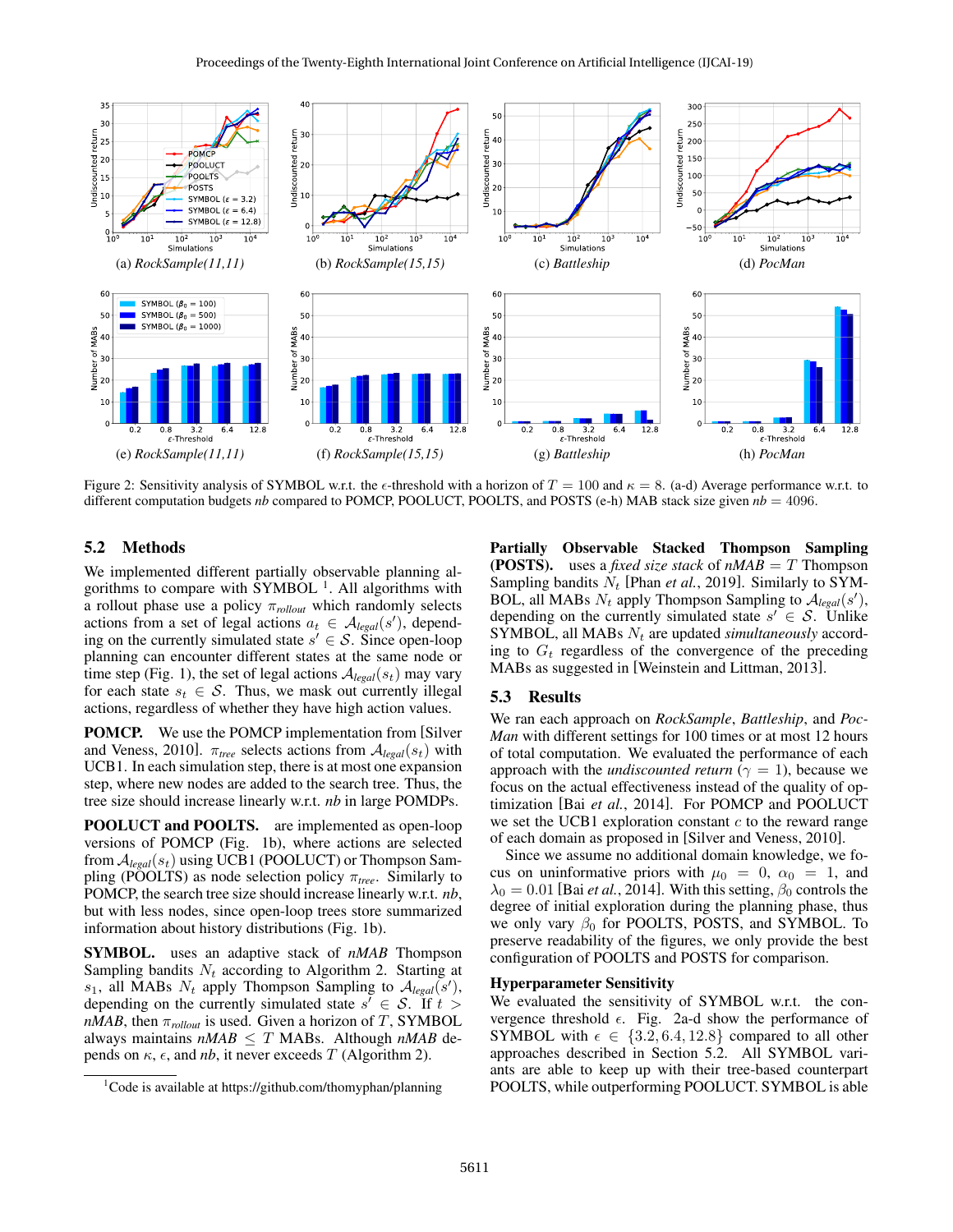Figure 2: Sensitivity analysis of SYMBOL w.r.t. the $\epsilon$-threshold with a horizon of $T = 100$ and $\kappa = 8$. (a-d) Average performance w.r.t. to different computation budgets *nb* compared to POMCP, POOLUCT, POOLTS, and POSTS (e-h) MAB stack size given *nb* = 4096.

## 5.2 Methods

We implemented different partially observable planning algorithms to compare with SYMBOL [1]. All algorithms with a rollout phase use a policy $\pi_{rollout}$ which randomly selects actions from a set of legal actions $a_t \in \mathcal{A}_{legal}(s')$, depending on the currently simulated state $s' \in \mathcal{S}$. Since open-loop planning can encounter different states at the same node or time step (Fig. 1), the set of legal actions $\mathcal{A}_{legal}(s_t)$ may vary for each state $s_t \in \mathcal{S}$. Thus, we mask out currently illegal actions, regardless of whether they have high action values.

**POMCP.** We use the POMCP implementation from [Silver and Veness, 2010]. $\pi_{tree}$ selects actions from $\mathcal{A}_{legal}(s_t)$ with UCB1. In each simulation step, there is at most one expansion step, where new nodes are added to the search tree. Thus, the tree size should increase linearly w.r.t. *nb* in large POMDPs.

**POOLUCT and POOLTS.** are implemented as open-loop versions of POMCP (Fig. 1b), where actions are selected from $\mathcal{A}_{legal}(s_t)$ using UCB1 (POOLUCT) or Thompson Sampling (POOLTS) as node selection policy $\pi_{tree}$. Similarly to POMCP, the search tree size should increase linearly w.r.t. *nb*, but with less nodes, since open-loop trees store summarized information about history distributions (Fig. 1b).

**SYMBOL.** uses an adaptive stack of *nMAB* Thompson Sampling bandits $N_t$ according to Algorithm 2. Starting at $s_1$, all MABs $N_t$ apply Thompson Sampling to $\mathcal{A}_{legal}(s')$, depending on the currently simulated state $s' \in \mathcal{S}$. If $t >$ *nMAB*, then $\pi_{rollout}$ is used. Given a horizon of $T$, SYMBOL always maintains *nMAB* $\leq T$ MABs. Although *nMAB* depends on $\kappa$, $\epsilon$, and *nb*, it never exceeds $T$ (Algorithm 2).

**Partially Observable Stacked Thompson Sampling (POSTS).** uses a *fixed size* stack of *nMAB* $= T$ Thompson Sampling bandits $N_t$ [Phan *et al.*, 2019]. Similarly to SYMBOL, all MABs $N_t$ apply Thompson Sampling to $\mathcal{A}_{legal}(s')$, depending on the currently simulated state $s' \in \mathcal{S}$. Unlike SYMBOL, all MABs $N_t$ are updated *simultaneously* according to $G_t$ regardless of the convergence of the preceding MABs as suggested in [Weinstein and Littman, 2013].

## 5.3 Results

We ran each approach on *RockSample*, *Battleship*, and *PocMan* with different settings for 100 times or at most 12 hours of total computation. We evaluated the performance of each approach with the *undiscounted return* ($\gamma = 1$), because we focus on the actual effectiveness instead of the quality of optimization [Bai *et al.*, 2014]. For POMCP and POOLUCT we set the UCB1 exploration constant $c$ to the reward range of each domain as proposed in [Silver and Veness, 2010].

Since we assume no additional domain knowledge, we focus on uninformative priors with $\mu_0 = 0$, $\alpha_0 = 1$, and $\lambda_0 = 0.01$ [Bai *et al.*, 2014]. With this setting, $\beta_0$ controls the degree of initial exploration during the planning phase, thus we only vary $\beta_0$ for POOLTS, POSTS, and SYMBOL. To preserve readability of the figures, we only provide the best configuration of POOLTS and POSTS for comparison.

### Hyperparameter Sensitivity

We evaluated the sensitivity of SYMBOL w.r.t. the convergence threshold $\epsilon$. Fig. 2a-d show the performance of SYMBOL with $\epsilon \in \{3.2, 6.4, 12.8\}$ compared to all other approaches described in Section 5.2. All SYMBOL variants are able to keep up with their tree-based counterpart POOLTS, while outperforming POOLUCT. SYMBOL is able

[1] Code is available at https://github.com/thomyphan/planning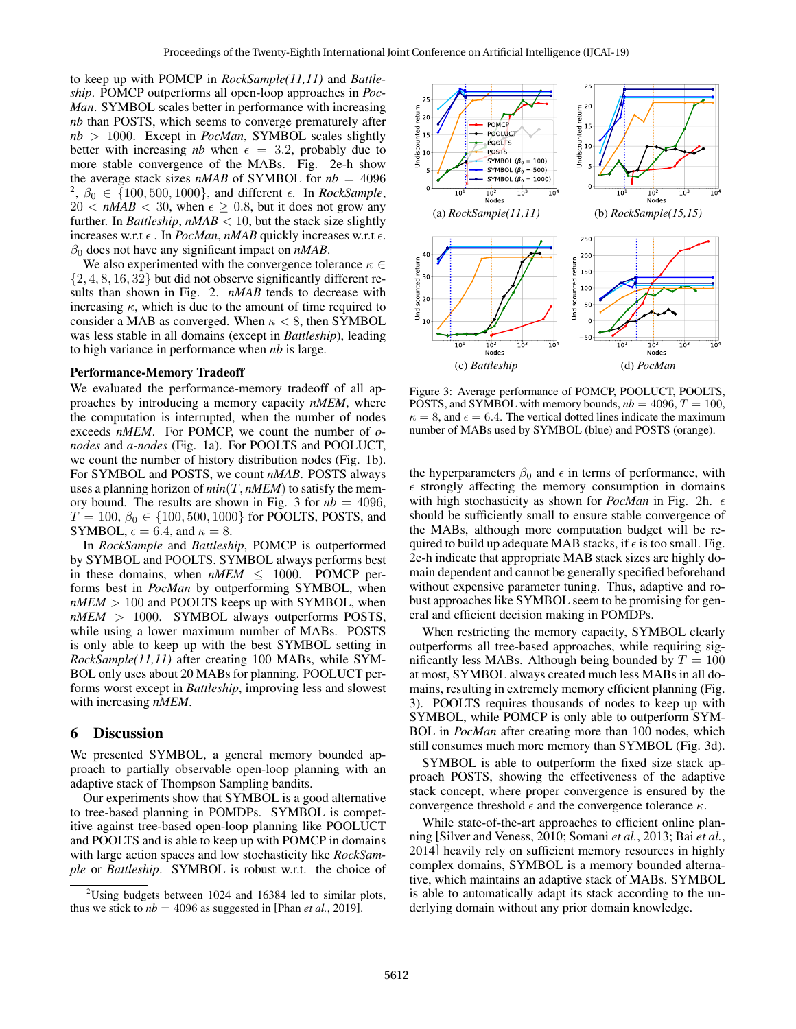to keep up with POMCP in *RockSample(11,11)* and *Battleship*. POMCP outperforms all open-loop approaches in *PocMan*. SYMBOL scales better in performance with increasing *nb* than POSTS, which seems to converge prematurely after $nb > 1000$. Except in *PocMan*, SYMBOL scales slightly better with increasing *nb* when $\epsilon = 3.2$, probably due to more stable convergence of the MABs. Fig. 2e-h show the average stack sizes *nMAB* of SYMBOL for $nb = 4096$ [2], $\beta_0 \in \{100, 500, 1000\}$, and different $\epsilon$. In *RockSample*, $20 < nMAB < 30$, when $\epsilon \geq 0.8$, but it does not grow any further. In *Battleship*, $nMAB < 10$, but the stack size slightly increases w.r.t $\epsilon$. In *PocMan*, *nMAB* quickly increases w.r.t $\epsilon$. $\beta_0$ does not have any significant impact on *nMAB*.

We also experimented with the convergence tolerance $\kappa \in \{2, 4, 8, 16, 32\}$ but did not observe significantly different results than shown in Fig. 2. *nMAB* tends to decrease with increasing $\kappa$, which is due to the amount of time required to consider a MAB as converged. When $\kappa < 8$, then SYMBOL was less stable in all domains (except in *Battleship*), leading to high variance in performance when *nb* is large.

**Performance-Memory Tradeoff**

We evaluated the performance-memory tradeoff of all approaches by introducing a memory capacity *nMEM*, where the computation is interrupted, when the number of nodes exceeds *nMEM*. For POMCP, we count the number of *o-nodes* and *a-nodes* (Fig. 1a). For POOLTS and POOLUCT, we count the number of history distribution nodes (Fig. 1b). For SYMBOL and POSTS, we count *nMAB*. POSTS always uses a planning horizon of $min(T, nMEM)$ to satisfy the memory bound. The results are shown in Fig. 3 for $nb = 4096$, $T = 100$, $\beta_0 \in \{100, 500, 1000\}$ for POOLTS, POSTS, and SYMBOL, $\epsilon = 6.4$, and $\kappa = 8$.

In *RockSample* and *Battleship*, POMCP is outperformed by SYMBOL and POOLTS. SYMBOL always performs best in these domains, when $nMEM \leq 1000$. POMCP performs best in *PocMan* by outperforming SYMBOL, when $nMEM > 100$ and POOLTS keeps up with SYMBOL, when $nMEM > 1000$. SYMBOL always outperforms POSTS, while using a lower maximum number of MABs. POSTS is only able to keep up with the best SYMBOL setting in *RockSample(11,11)* after creating 100 MABs, while SYMBOL only uses about 20 MABs for planning. POOLUCT performs worst except in *Battleship*, improving less and slowest with increasing *nMEM*.

## 6 Discussion

We presented SYMBOL, a general memory bounded approach to partially observable open-loop planning with an adaptive stack of Thompson Sampling bandits.

Our experiments show that SYMBOL is a good alternative to tree-based planning in POMDPs. SYMBOL is competitive against tree-based open-loop planning like POOLUCT and POOLTS and is able to keep up with POMCP in domains with large action spaces and low stochasticity like *RockSample* or *Battleship*. SYMBOL is robust w.r.t. the choice of the hyperparameters $\beta_0$ and $\epsilon$ in terms of performance, with $\epsilon$ strongly affecting the memory consumption in domains with high stochasticity as shown for *PocMan* in Fig. 2h. $\epsilon$ should be sufficiently small to ensure stable convergence of the MABs, although more computation budget will be required to build up adequate MAB stacks, if $\epsilon$ is too small. Fig. 2e-h indicate that appropriate MAB stack sizes are highly domain dependent and cannot be generally specified beforehand without expensive parameter tuning. Thus, adaptive and robust approaches like SYMBOL seem to be promising for general and efficient decision making in POMDPs.

When restricting the memory capacity, SYMBOL clearly outperforms all tree-based approaches, while requiring significantly less MABs. Although being bounded by $T = 100$ at most, SYMBOL always created much less MABs in all domains, resulting in extremely memory efficient planning (Fig. 3). POOLTS requires thousands of nodes to keep up with SYMBOL, while POMCP is only able to outperform SYMBOL in *PocMan* after creating more than 100 nodes, which still consumes much more memory than SYMBOL (Fig. 3d).

SYMBOL is able to outperform the fixed size stack approach POSTS, showing the effectiveness of the adaptive stack concept, where proper convergence is ensured by the convergence threshold $\epsilon$ and the convergence tolerance $\kappa$.

While state-of-the-art approaches to efficient online planning [Silver and Veness, 2010; Somani *et al.*, 2013; Bai *et al.*, 2014] heavily rely on sufficient memory resources in highly complex domains, SYMBOL is a memory bounded alternative, which maintains an adaptive stack of MABs. SYMBOL is able to automatically adapt its stack according to the underlying domain without any prior domain knowledge.

Figure 3: Average performance of POMCP, POOLUCT, POOLTS, POSTS, and SYMBOL with memory bounds, $nb = 4096$, $T = 100$, $\kappa = 8$, and $\epsilon = 6.4$. The vertical dotted lines indicate the maximum number of MABs used by SYMBOL (blue) and POSTS (orange).

(a) *RockSample(11,11)* (b) *RockSample(15,15)* (c) *Battleship* (d) *PocMan*

[2] Using budgets between 1024 and 16384 led to similar plots, thus we stick to $nb = 4096$ as suggested in [Phan *et al.*, 2019].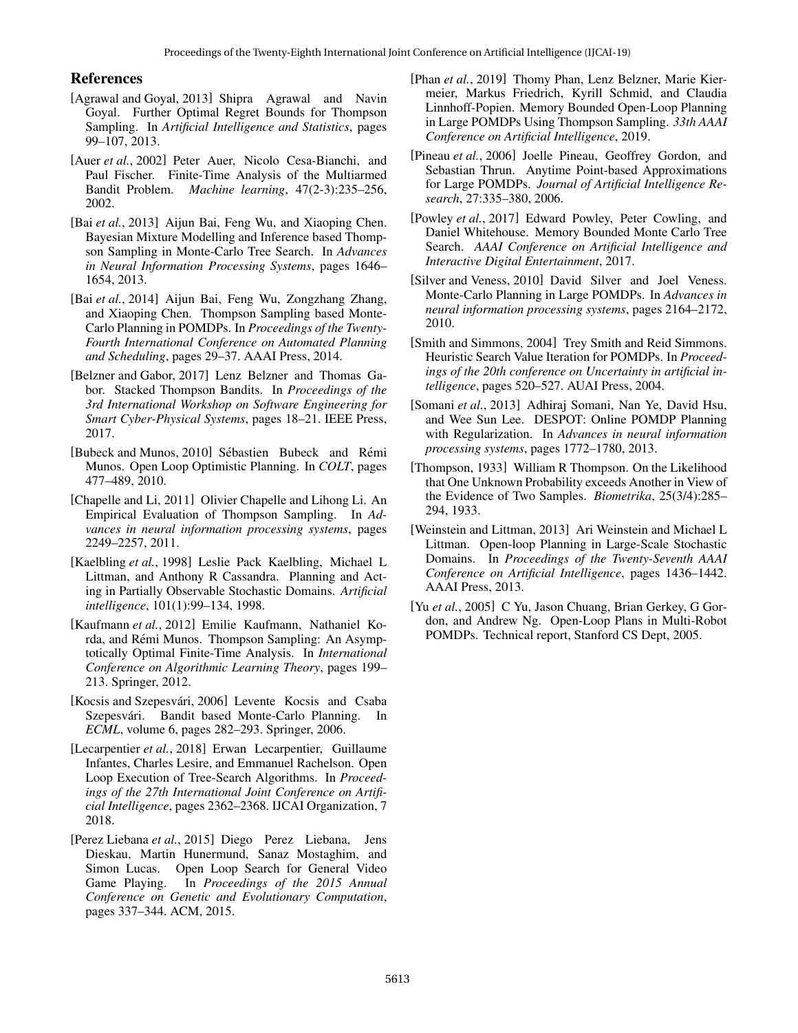## References

[Agrawal and Goyal, 2013] Shipra Agrawal and Navin Goyal. Further Optimal Regret Bounds for Thompson Sampling. In *Artificial Intelligence and Statistics*, pages 99–107, 2013.

[Auer *et al.*, 2002] Peter Auer, Nicolo Cesa-Bianchi, and Paul Fischer. Finite-Time Analysis of the Multiarmed Bandit Problem. *Machine learning*, 47(2-3):235–256, 2002.

[Bai *et al.*, 2013] Aijun Bai, Feng Wu, and Xiaoping Chen. Bayesian Mixture Modelling and Inference based Thompson Sampling in Monte-Carlo Tree Search. In *Advances in Neural Information Processing Systems*, pages 1646–1654, 2013.

[Bai *et al.*, 2014] Aijun Bai, Feng Wu, Zongzhang Zhang, and Xiaoping Chen. Thompson Sampling based Monte-Carlo Planning in POMDPs. In *Proceedings of the Twenty-Fourth International Conference on Automated Planning and Scheduling*, pages 29–37. AAAI Press, 2014.

[Belzner and Gabor, 2017] Lenz Belzner and Thomas Gabor. Stacked Thompson Bandits. In *Proceedings of the 3rd International Workshop on Software Engineering for Smart Cyber-Physical Systems*, pages 18–21. IEEE Press, 2017.

[Bubeck and Munos, 2010] Sébastien Bubeck and Rémi Munos. Open Loop Optimistic Planning. In *COLT*, pages 477–489, 2010.

[Chapelle and Li, 2011] Olivier Chapelle and Lihong Li. An Empirical Evaluation of Thompson Sampling. In *Advances in neural information processing systems*, pages 2249–2257, 2011.

[Kaelbling *et al.*, 1998] Leslie Pack Kaelbling, Michael L Littman, and Anthony R Cassandra. Planning and Acting in Partially Observable Stochastic Domains. *Artificial intelligence*, 101(1):99–134, 1998.

[Kaufmann *et al.*, 2012] Emilie Kaufmann, Nathaniel Korda, and Rémi Munos. Thompson Sampling: An Asymptotically Optimal Finite-Time Analysis. In *International Conference on Algorithmic Learning Theory*, pages 199–213. Springer, 2012.

[Kocsis and Szepesvári, 2006] Levente Kocsis and Csaba Szepesvári. Bandit based Monte-Carlo Planning. In *ECML*, volume 6, pages 282–293. Springer, 2006.

[Lecarpentier *et al.*, 2018] Erwan Lecarpentier, Guillaume Infantes, Charles Lesire, and Emmanuel Rachelson. Open Loop Execution of Tree-Search Algorithms. In *Proceedings of the 27th International Joint Conference on Artificial Intelligence*, pages 2362–2368. IJCAI Organization, 7 2018.

[Perez Liebana *et al.*, 2015] Diego Perez Liebana, Jens Dieskau, Martin Hunermund, Sanaz Mostaghim, and Simon Lucas. Open Loop Search for General Video Game Playing. In *Proceedings of the 2015 Annual Conference on Genetic and Evolutionary Computation*, pages 337–344. ACM, 2015.

[Phan *et al.*, 2019] Thomy Phan, Lenz Belzner, Marie Kiermeier, Markus Friedrich, Kyrill Schmid, and Claudia Linnhoff-Popien. Memory Bounded Open-Loop Planning in Large POMDPs Using Thompson Sampling. *33th AAAI Conference on Artificial Intelligence*, 2019.

[Pineau *et al.*, 2006] Joelle Pineau, Geoffrey Gordon, and Sebastian Thrun. Anytime Point-based Approximations for Large POMDPs. *Journal of Artificial Intelligence Research*, 27:335–380, 2006.

[Powley *et al.*, 2017] Edward Powley, Peter Cowling, and Daniel Whitehouse. Memory Bounded Monte Carlo Tree Search. *AAAI Conference on Artificial Intelligence and Interactive Digital Entertainment*, 2017.

[Silver and Veness, 2010] David Silver and Joel Veness. Monte-Carlo Planning in Large POMDPs. In *Advances in neural information processing systems*, pages 2164–2172, 2010.

[Smith and Simmons, 2004] Trey Smith and Reid Simmons. Heuristic Search Value Iteration for POMDPs. In *Proceedings of the 20th conference on Uncertainty in artificial intelligence*, pages 520–527. AUAI Press, 2004.

[Somani *et al.*, 2013] Adhiraj Somani, Nan Ye, David Hsu, and Wee Sun Lee. DESPOT: Online POMDP Planning with Regularization. In *Advances in neural information processing systems*, pages 1772–1780, 2013.

[Thompson, 1933] William R Thompson. On the Likelihood that One Unknown Probability exceeds Another in View of the Evidence of Two Samples. *Biometrika*, 25(3/4):285–294, 1933.

[Weinstein and Littman, 2013] Ari Weinstein and Michael L Littman. Open-loop Planning in Large-Scale Stochastic Domains. In *Proceedings of the Twenty-Seventh AAAI Conference on Artificial Intelligence*, pages 1436–1442. AAAI Press, 2013.

[Yu *et al.*, 2005] C Yu, Jason Chuang, Brian Gerkey, G Gordon, and Andrew Ng. Open-Loop Plans in Multi-Robot POMDPs. Technical report, Stanford CS Dept, 2005.